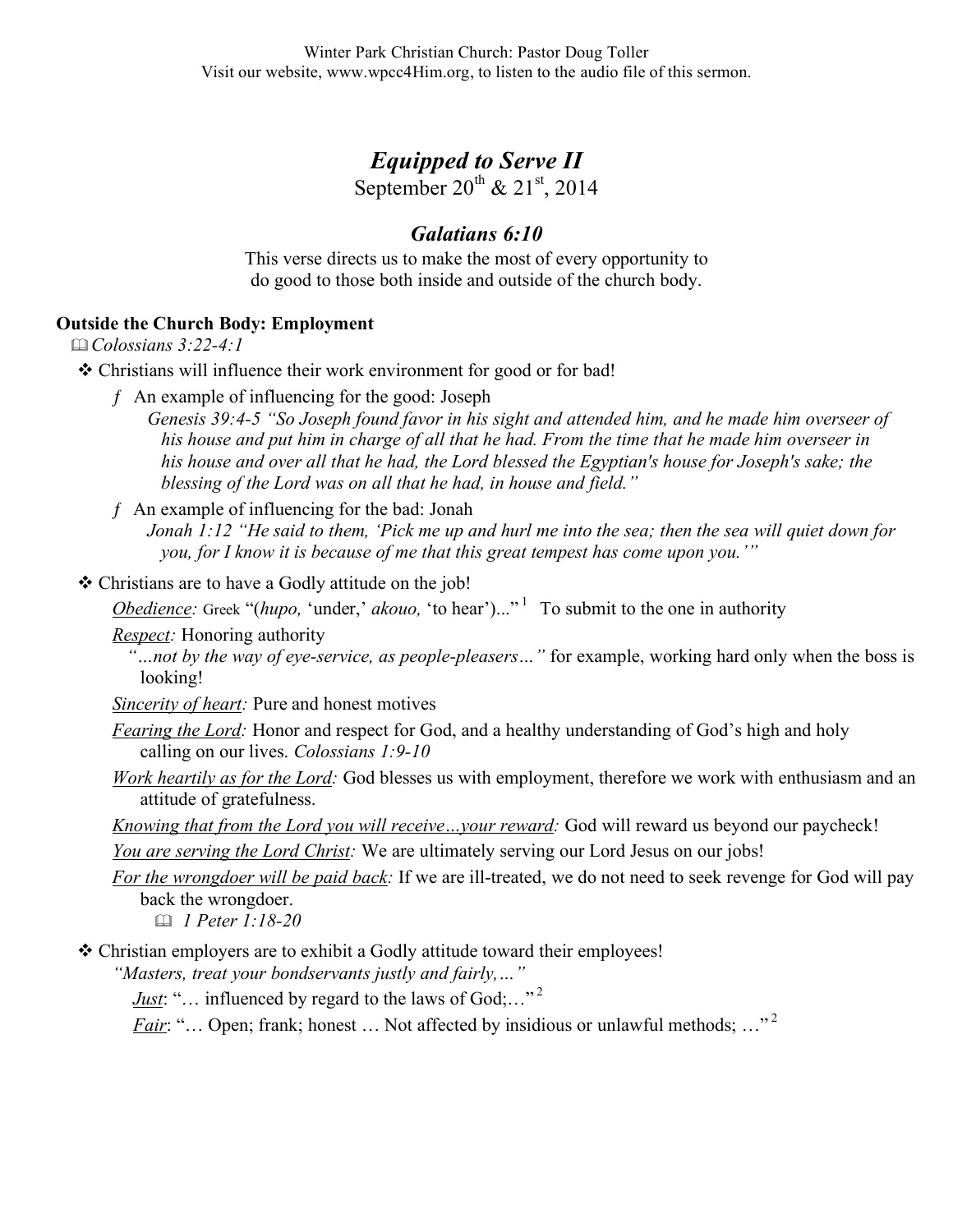Winter Park Christian Church: Pastor Doug Toller
Visit our website, www.wpcc4Him.org, to listen to the audio file of this sermon.

# *Equipped to Serve II*

September 20th & 21st, 2014

## *Galatians 6:10*

This verse directs us to make the most of every opportunity to do good to those both inside and outside of the church body.

### Outside the Church Body: Employment

📖 *Colossians 3:22-4:1*

- Christians will influence their work environment for good or for bad!
  - An example of influencing for the good: Joseph
    *Genesis 39:4-5 "So Joseph found favor in his sight and attended him, and he made him overseer of his house and put him in charge of all that he had. From the time that he made him overseer in his house and over all that he had, the Lord blessed the Egyptian's house for Joseph's sake; the blessing of the Lord was on all that he had, in house and field."*
  - An example of influencing for the bad: Jonah
    *Jonah 1:12 "He said to them, 'Pick me up and hurl me into the sea; then the sea will quiet down for you, for I know it is because of me that this great tempest has come upon you.'"*
- Christians are to have a Godly attitude on the job!

  *Obedience:* Greek "(*hupo,* 'under,' *akouo,* 'to hear')..."[1] To submit to the one in authority

  *Respect:* Honoring authority
  *"…not by the way of eye-service, as people-pleasers…"* for example, working hard only when the boss is looking!

  *Sincerity of heart:* Pure and honest motives

  *Fearing the Lord:* Honor and respect for God, and a healthy understanding of God's high and holy calling on our lives. *Colossians 1:9-10*

  *Work heartily as for the Lord:* God blesses us with employment, therefore we work with enthusiasm and an attitude of gratefulness.

  *Knowing that from the Lord you will receive…your reward:* God will reward us beyond our paycheck!

  *You are serving the Lord Christ:* We are ultimately serving our Lord Jesus on our jobs!

  *For the wrongdoer will be paid back:* If we are ill-treated, we do not need to seek revenge for God will pay back the wrongdoer.
  📖 *1 Peter 1:18-20*

- Christian employers are to exhibit a Godly attitude toward their employees!
  *"Masters, treat your bondservants justly and fairly,…"*

  *Just*: "… influenced by regard to the laws of God;…"[2]

  *Fair*: "… Open; frank; honest … Not affected by insidious or unlawful methods; …"[2]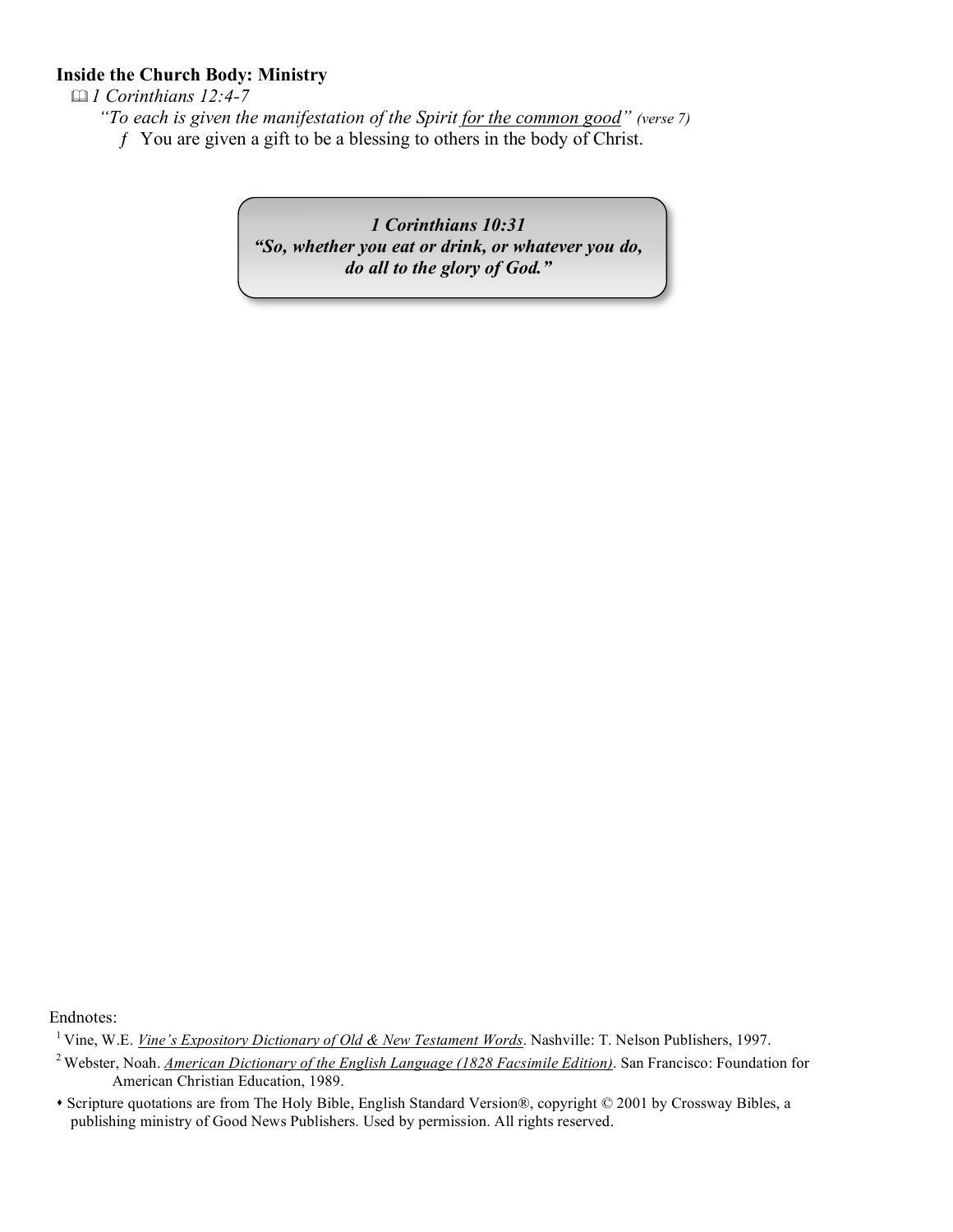**Inside the Church Body: Ministry**

📖 *1 Corinthians 12:4-7*

*"To each is given the manifestation of the Spirit* *<u>for the common good</u>"* *(verse 7)*

- You are given a gift to be a blessing to others in the body of Christ.

> ***1 Corinthians 10:31***
> ***"So, whether you eat or drink, or whatever you do, do all to the glory of God."***

Endnotes:

[1] Vine, W.E. *Vine's Expository Dictionary of Old & New Testament Words*. Nashville: T. Nelson Publishers, 1997.

[2] Webster, Noah. *American Dictionary of the English Language (1828 Facsimile Edition)*. San Francisco: Foundation for American Christian Education, 1989.

⬧ Scripture quotations are from The Holy Bible, English Standard Version®, copyright © 2001 by Crossway Bibles, a publishing ministry of Good News Publishers. Used by permission. All rights reserved.